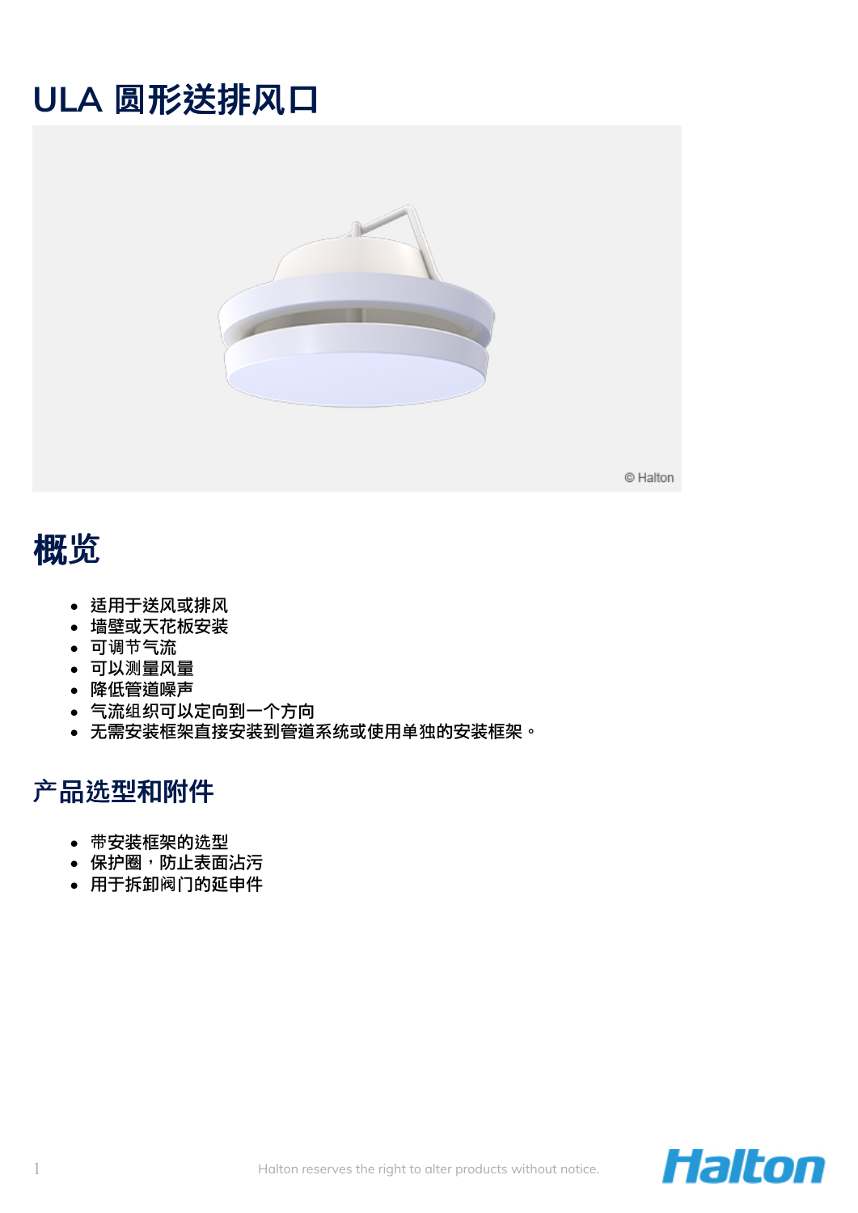# ULA 圆形送排风口

## 概览

- 适用于送风或排风
- 墙壁或天花板安装
- 可调节气流
- 可以测量风量
- 降低管道噪声
- 气流组织可以定向到一个方向
- 无需安装框架直接安装到管道系统或使用单独的安装框架。

## 产品选型和附件

- 带安装框架的选型
- 保护圈，防止表面沾污
- 用于拆卸阀门的延申件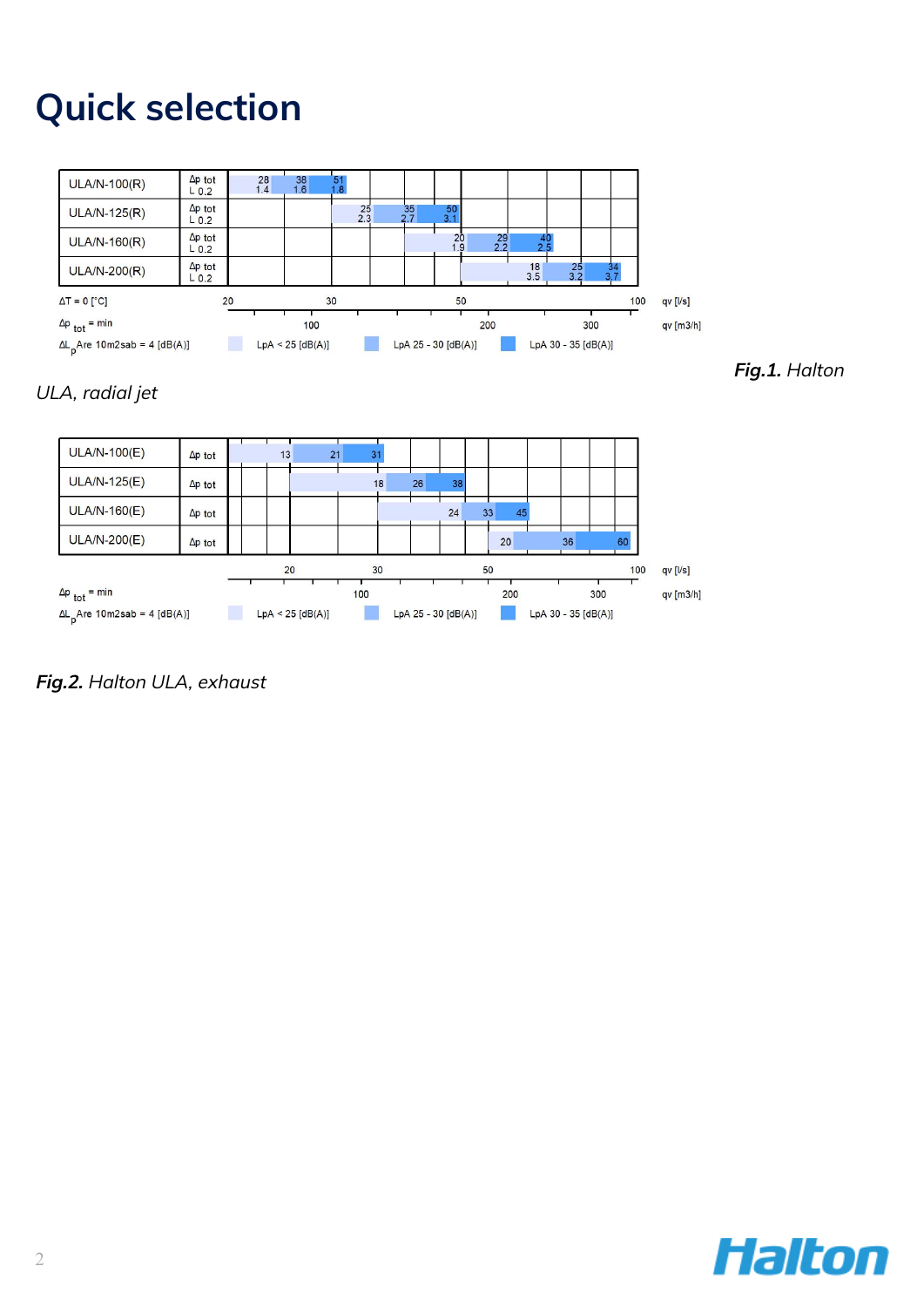# Quick selection

| | | | | |
|---|---|---|---|---|
| ULA/N-100(R) | Δp tot / L 0.2 | 28 / 1.4 | 38 / 1.6 | 51 / 1.8 |
| ULA/N-125(R) | Δp tot / L 0.2 | 25 / 2.3 | 35 / 2.7 | 50 / 3.1 |
| ULA/N-160(R) | Δp tot / L 0.2 | 20 / 1.9 | 29 / 2.2 | 40 / 2.5 |
| ULA/N-200(R) | Δp tot / L 0.2 | 18 / 3.5 | 25 / 3.2 | 34 / 3.7 |

ΔT = 0 [°C] — qv [l/s]: 20, 30, 50, 100

$\Delta p_{tot}$ = min — qv [m3/h]: 100, 200, 300

$\Delta L_p$Are 10m2sab = 4 [dB(A)] — LpA < 25 [dB(A)] — LpA 25 - 30 [dB(A)] — LpA 30 - 35 [dB(A)]

***Fig.1.*** *Halton ULA, radial jet*

| | | | | |
|---|---|---|---|---|
| ULA/N-100(E) | Δp tot | 13 | 21 | 31 |
| ULA/N-125(E) | Δp tot | 18 | 26 | 38 |
| ULA/N-160(E) | Δp tot | 24 | 33 | 45 |
| ULA/N-200(E) | Δp tot | 20 | 36 | 60 |

qv [l/s]: 20, 30, 50, 100

$\Delta p_{tot}$ = min — qv [m3/h]: 100, 200, 300

$\Delta L_p$Are 10m2sab = 4 [dB(A)] — LpA < 25 [dB(A)] — LpA 25 - 30 [dB(A)] — LpA 30 - 35 [dB(A)]

***Fig.2.*** *Halton ULA, exhaust*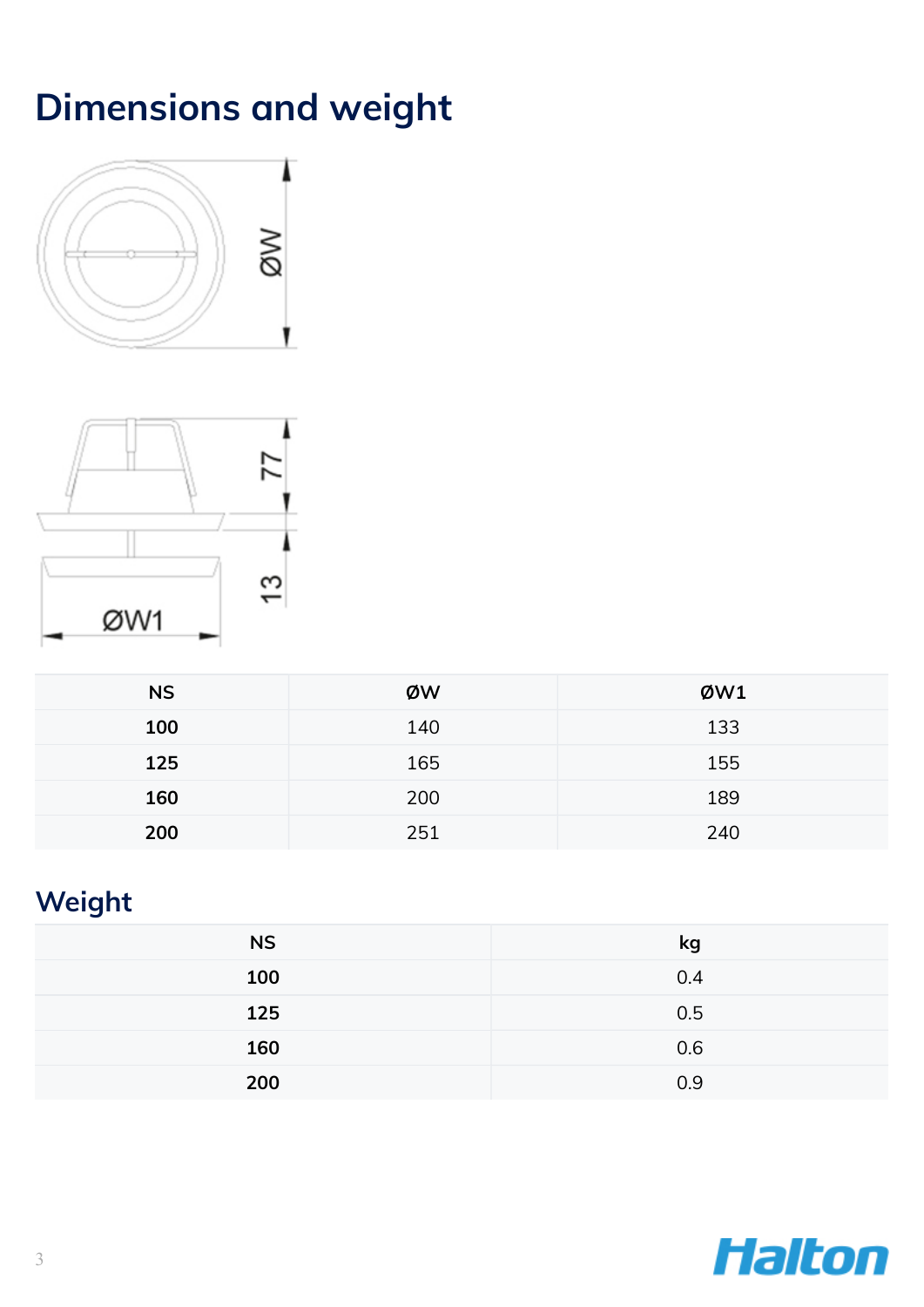# Dimensions and weight

| NS | ØW | ØW1 |
|---|---|---|
| **100** | 140 | 133 |
| **125** | 165 | 155 |
| **160** | 200 | 189 |
| **200** | 251 | 240 |

## Weight

| NS | kg |
|---|---|
| **100** | 0.4 |
| **125** | 0.5 |
| **160** | 0.6 |
| **200** | 0.9 |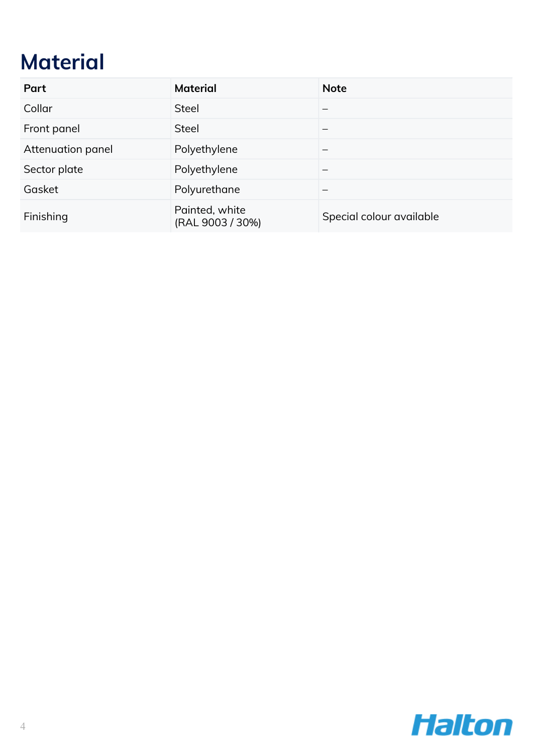# Material

| Part | Material | Note |
|---|---|---|
| Collar | Steel | – |
| Front panel | Steel | – |
| Attenuation panel | Polyethylene | – |
| Sector plate | Polyethylene | – |
| Gasket | Polyurethane | – |
| Finishing | Painted, white (RAL 9003 / 30%) | Special colour available |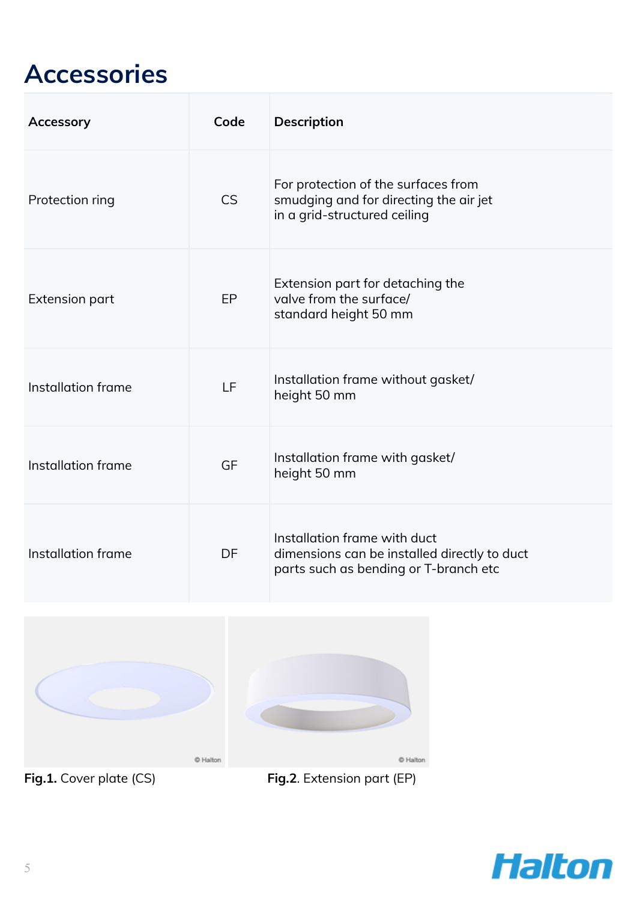# Accessories

| Accessory | Code | Description |
| --- | --- | --- |
| Protection ring | CS | For protection of the surfaces from smudging and for directing the air jet in a grid-structured ceiling |
| Extension part | EP | Extension part for detaching the valve from the surface/ standard height 50 mm |
| Installation frame | LF | Installation frame without gasket/ height 50 mm |
| Installation frame | GF | Installation frame with gasket/ height 50 mm |
| Installation frame | DF | Installation frame with duct dimensions can be installed directly to duct parts such as bending or T-branch etc |

**Fig.1.** Cover plate (CS)

**Fig.2**. Extension part (EP)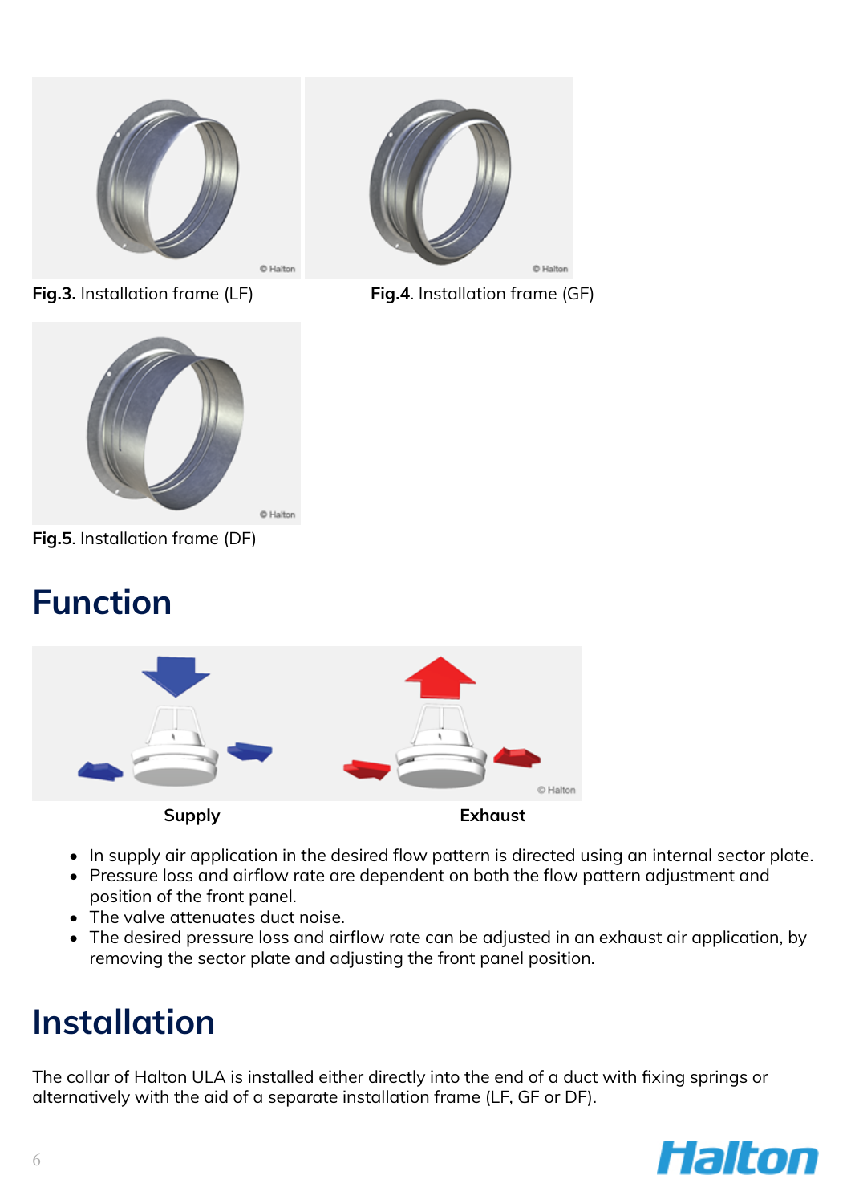**Fig.3.** Installation frame (LF)

**Fig.4**. Installation frame (GF)

**Fig.5**. Installation frame (DF)

# Function

**Supply** **Exhaust**

- In supply air application in the desired flow pattern is directed using an internal sector plate.
- Pressure loss and airflow rate are dependent on both the flow pattern adjustment and position of the front panel.
- The valve attenuates duct noise.
- The desired pressure loss and airflow rate can be adjusted in an exhaust air application, by removing the sector plate and adjusting the front panel position.

# Installation

The collar of Halton ULA is installed either directly into the end of a duct with fixing springs or alternatively with the aid of a separate installation frame (LF, GF or DF).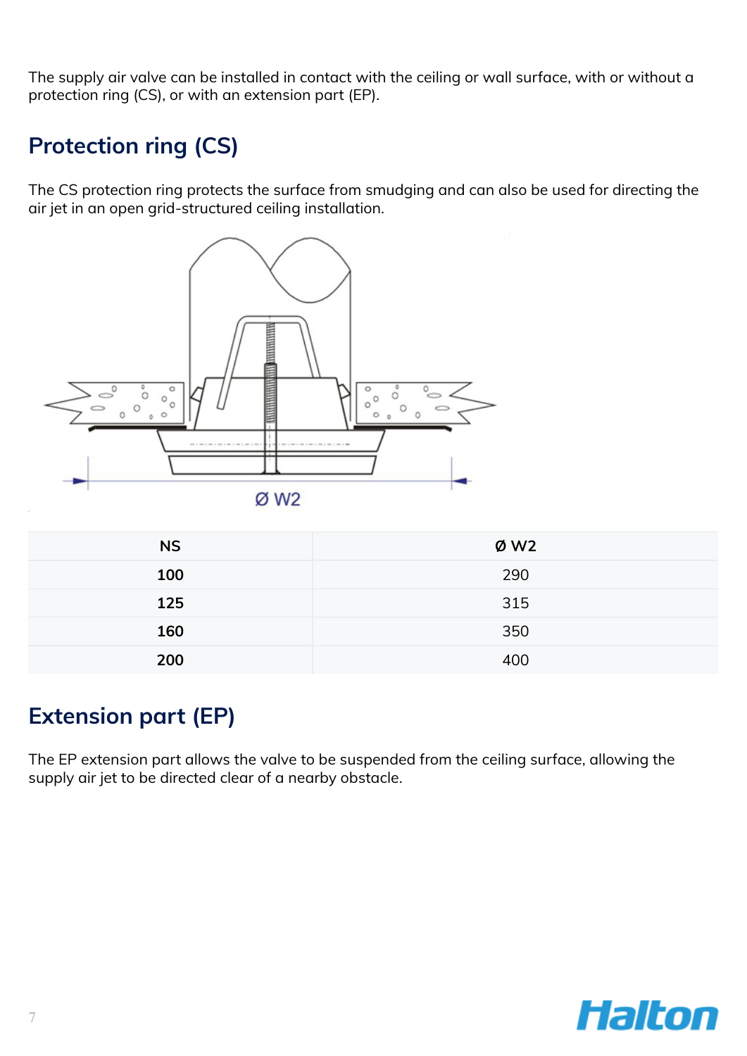The supply air valve can be installed in contact with the ceiling or wall surface, with or without a protection ring (CS), or with an extension part (EP).

## Protection ring (CS)

The CS protection ring protects the surface from smudging and can also be used for directing the air jet in an open grid-structured ceiling installation.

| NS | Ø W2 |
| --- | --- |
| **100** | 290 |
| **125** | 315 |
| **160** | 350 |
| **200** | 400 |

## Extension part (EP)

The EP extension part allows the valve to be suspended from the ceiling surface, allowing the supply air jet to be directed clear of a nearby obstacle.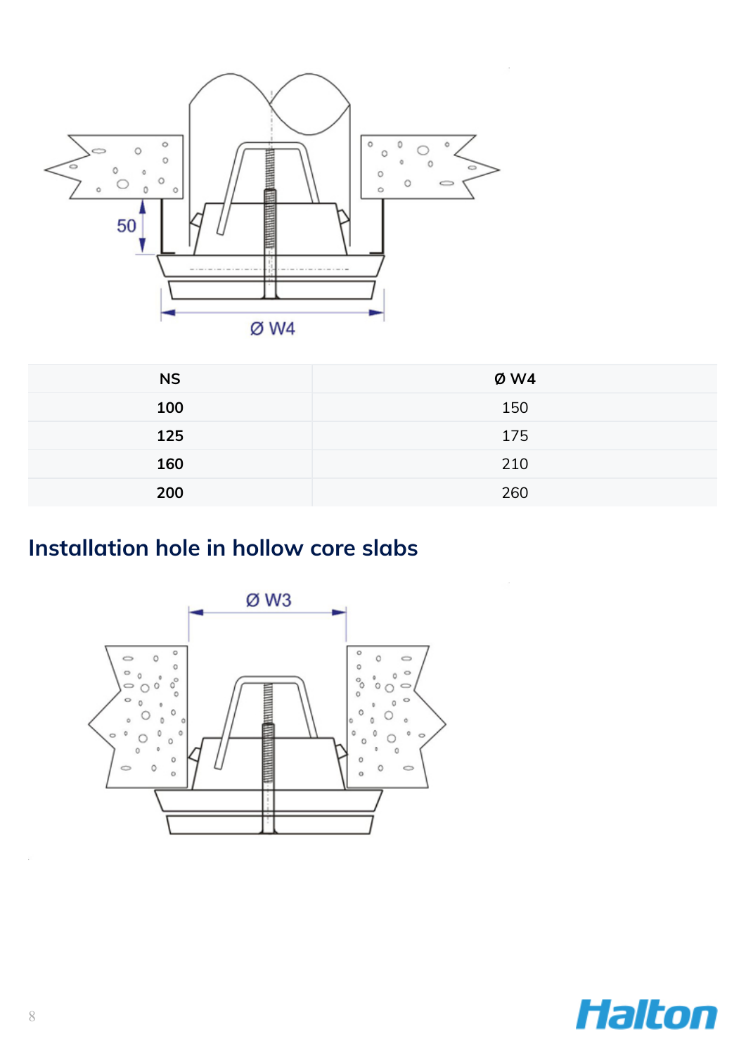| NS | Ø W4 |
| --- | --- |
| **100** | 150 |
| **125** | 175 |
| **160** | 210 |
| **200** | 260 |

## Installation hole in hollow core slabs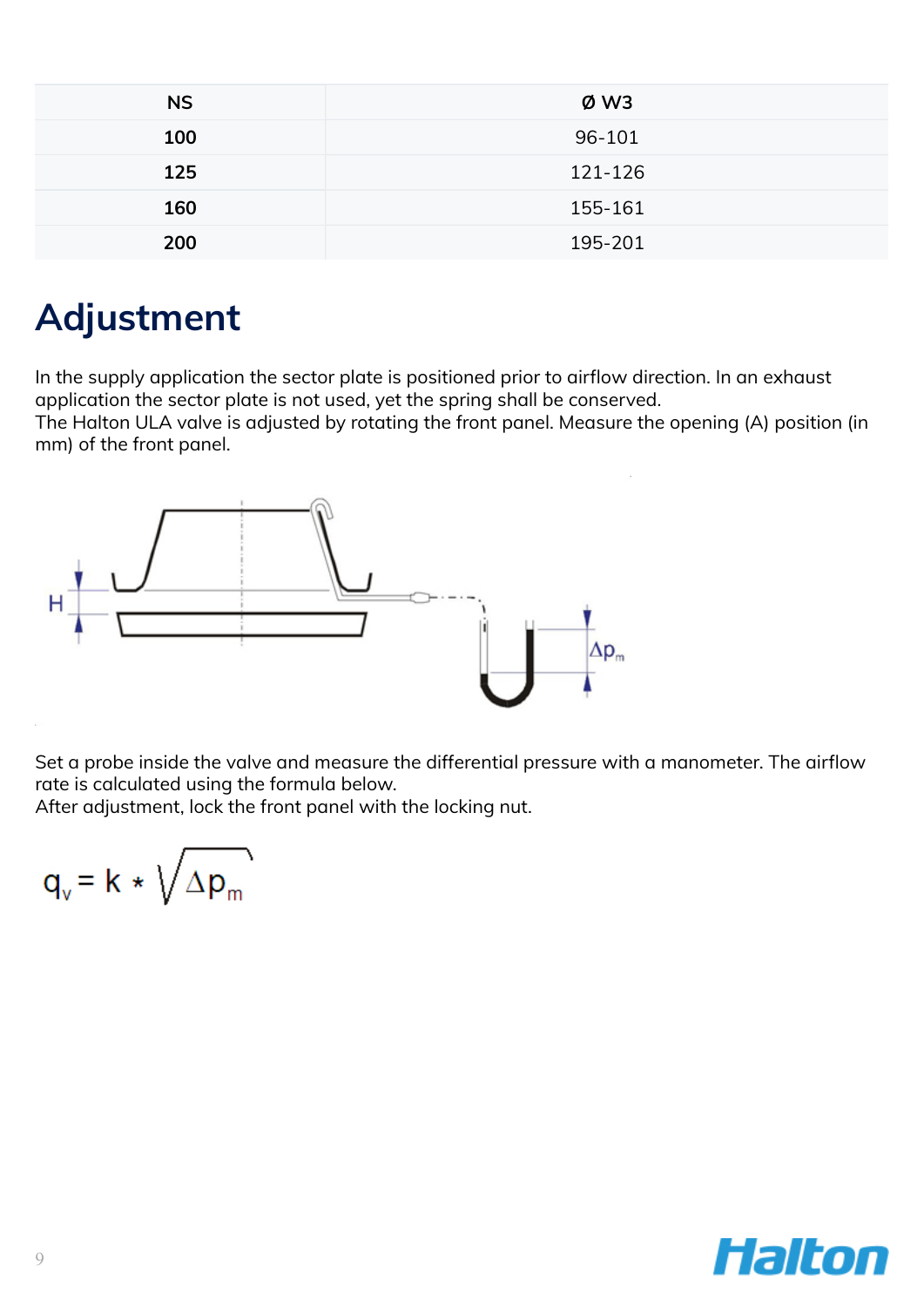| NS | Ø W3 |
| --- | --- |
| 100 | 96-101 |
| 125 | 121-126 |
| 160 | 155-161 |
| 200 | 195-201 |

# Adjustment

In the supply application the sector plate is positioned prior to airflow direction. In an exhaust application the sector plate is not used, yet the spring shall be conserved.
The Halton ULA valve is adjusted by rotating the front panel. Measure the opening (A) position (in mm) of the front panel.

Set a probe inside the valve and measure the differential pressure with a manometer. The airflow rate is calculated using the formula below.
After adjustment, lock the front panel with the locking nut.

$$q_v = k * \sqrt{\Delta p_m}$$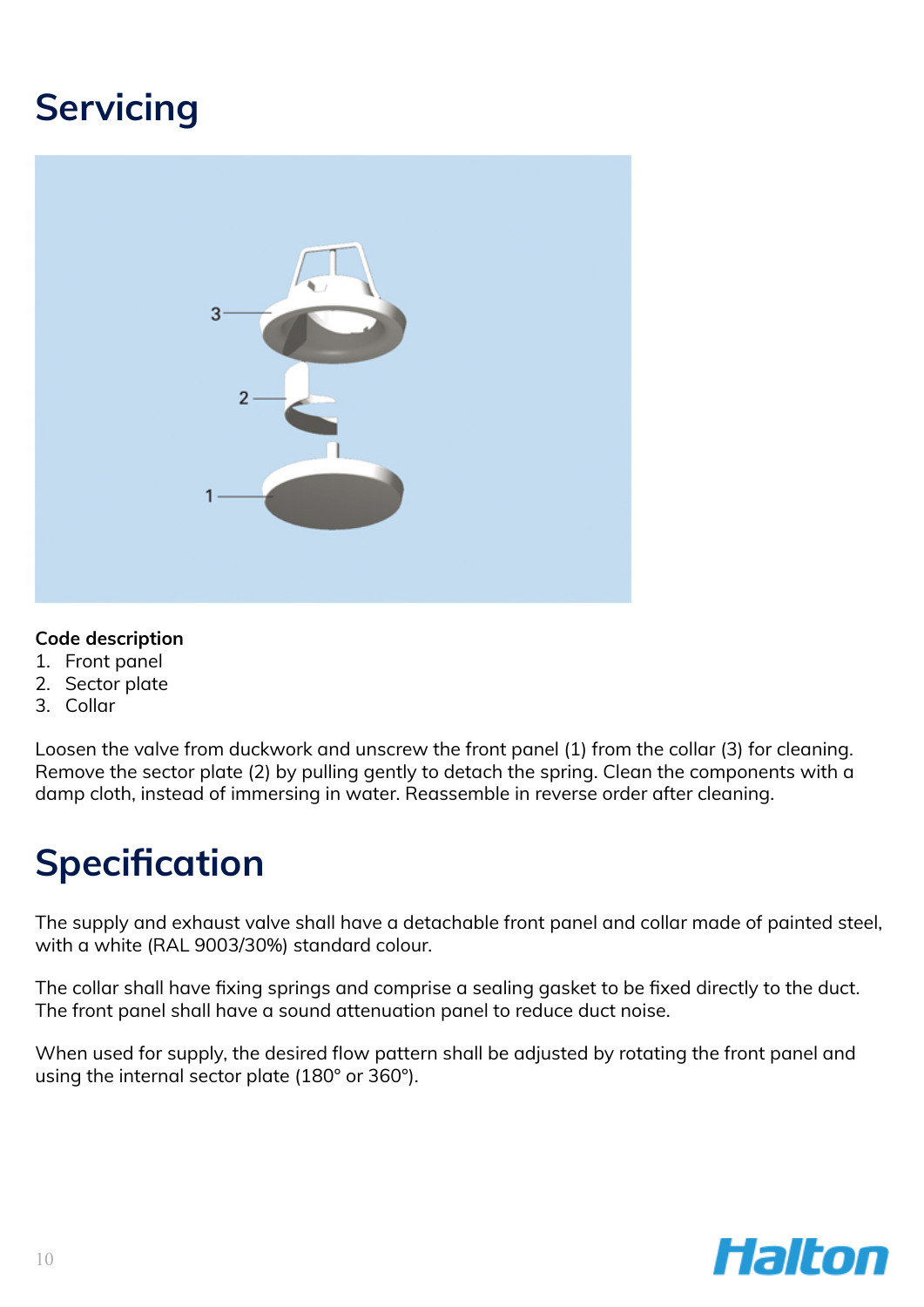# Servicing

**Code description**

1. Front panel
2. Sector plate
3. Collar

Loosen the valve from duckwork and unscrew the front panel (1) from the collar (3) for cleaning. Remove the sector plate (2) by pulling gently to detach the spring. Clean the components with a damp cloth, instead of immersing in water. Reassemble in reverse order after cleaning.

# Specification

The supply and exhaust valve shall have a detachable front panel and collar made of painted steel, with a white (RAL 9003/30%) standard colour.

The collar shall have fixing springs and comprise a sealing gasket to be fixed directly to the duct. The front panel shall have a sound attenuation panel to reduce duct noise.

When used for supply, the desired flow pattern shall be adjusted by rotating the front panel and using the internal sector plate (180° or 360°).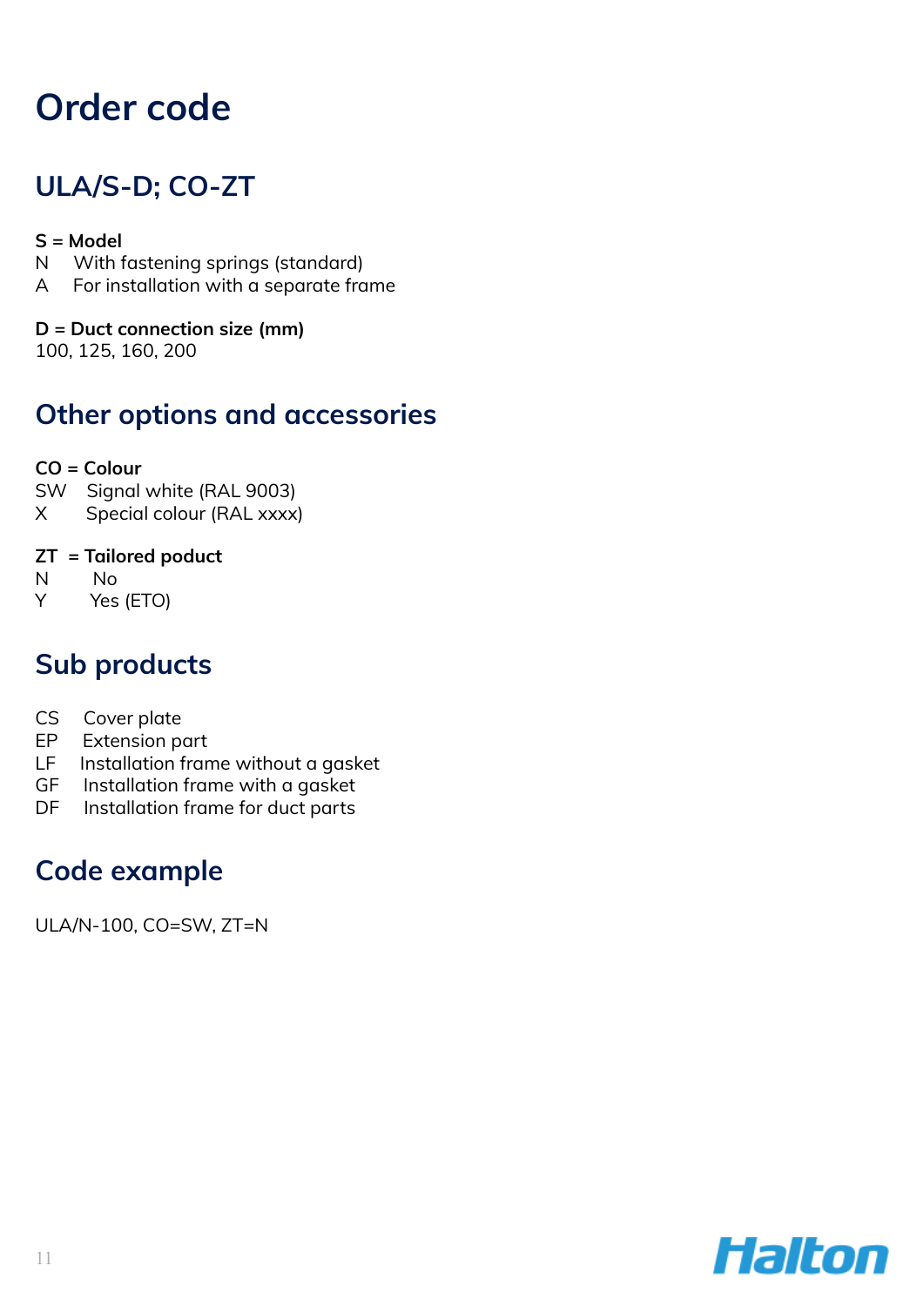# Order code

## ULA/S-D; CO-ZT

**S = Model**

N With fastening springs (standard)
A For installation with a separate frame

**D = Duct connection size (mm)**

100, 125, 160, 200

## Other options and accessories

**CO = Colour**

SW Signal white (RAL 9003)
X Special colour (RAL xxxx)

**ZT = Tailored poduct**

N No
Y Yes (ETO)

## Sub products

CS Cover plate
EP Extension part
LF Installation frame without a gasket
GF Installation frame with a gasket
DF Installation frame for duct parts

## Code example

ULA/N-100, CO=SW, ZT=N